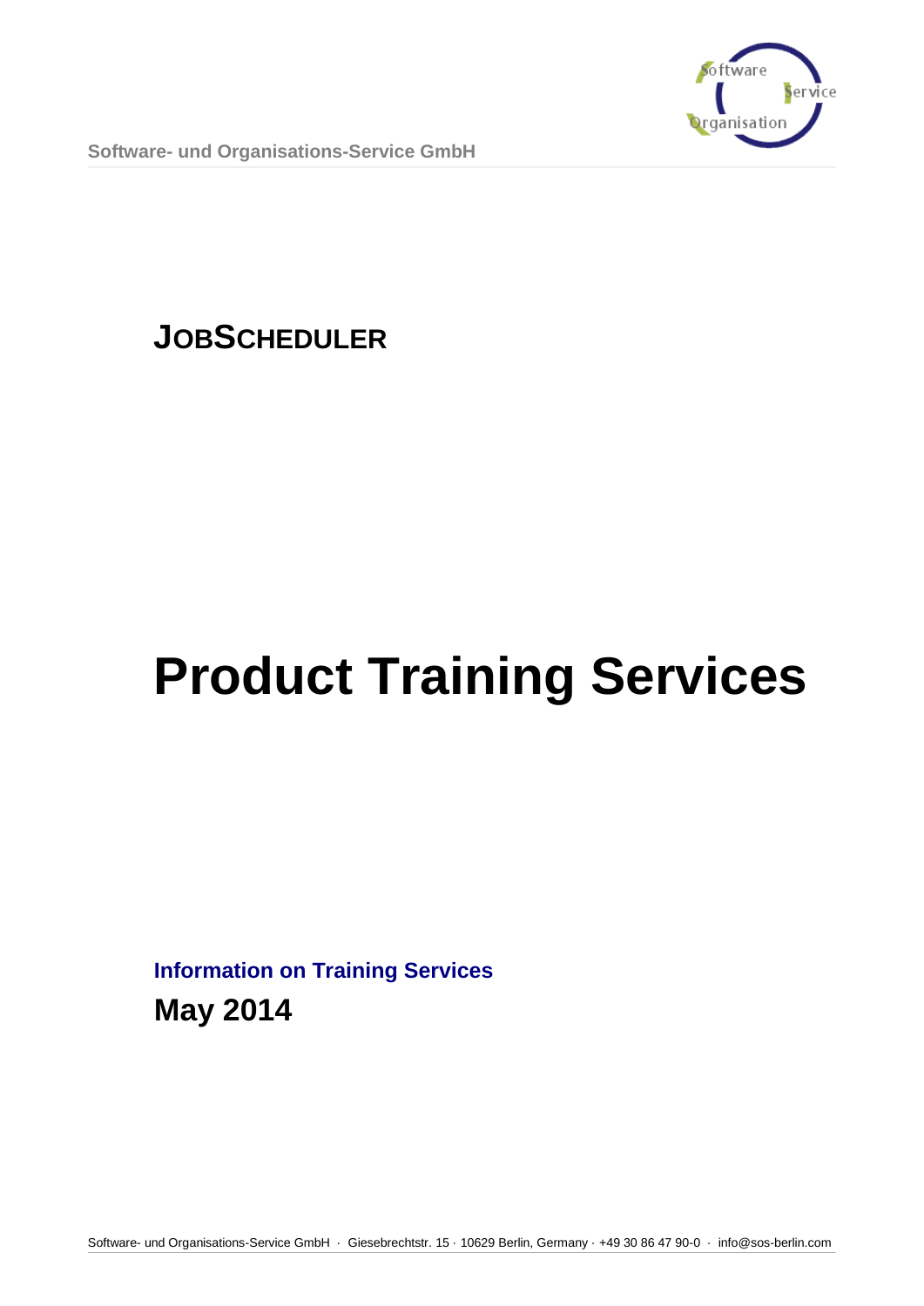Software- und Organisations-Service GmbH

**JOBSCHEDULER**

# Product Training Services

**Information on Training Services**

**May 2014**

Software- und Organisations-Service GmbH · Giesebrechtstr. 15 · 10629 Berlin, Germany · +49 30 86 47 90-0 · info@sos-berlin.com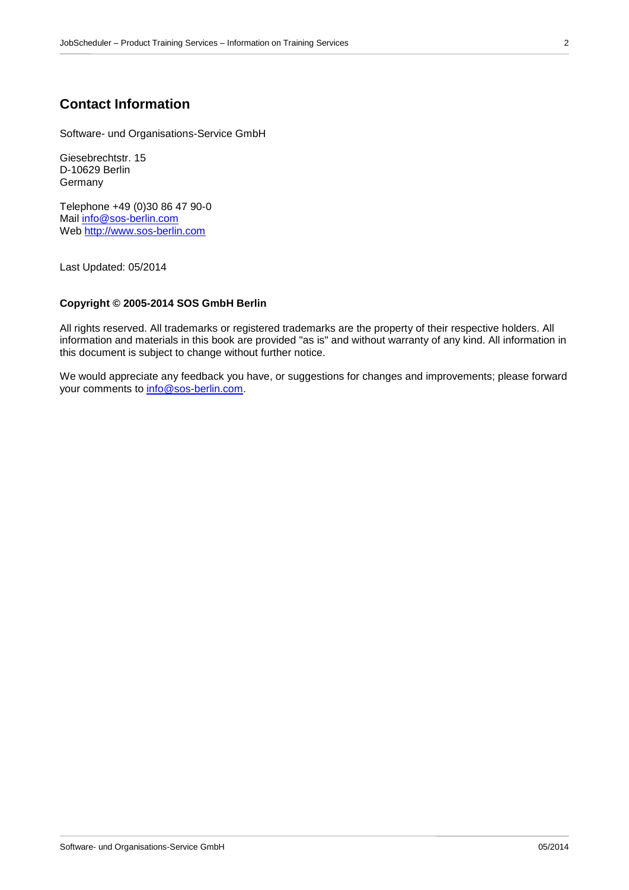## Contact Information

Software- und Organisations-Service GmbH

Giesebrechtstr. 15
D-10629 Berlin
Germany

Telephone +49 (0)30 86 47 90-0
Mail info@sos-berlin.com
Web http://www.sos-berlin.com

Last Updated: 05/2014

**Copyright © 2005-2014 SOS GmbH Berlin**

All rights reserved. All trademarks or registered trademarks are the property of their respective holders. All information and materials in this book are provided "as is" and without warranty of any kind. All information in this document is subject to change without further notice.

We would appreciate any feedback you have, or suggestions for changes and improvements; please forward your comments to info@sos-berlin.com.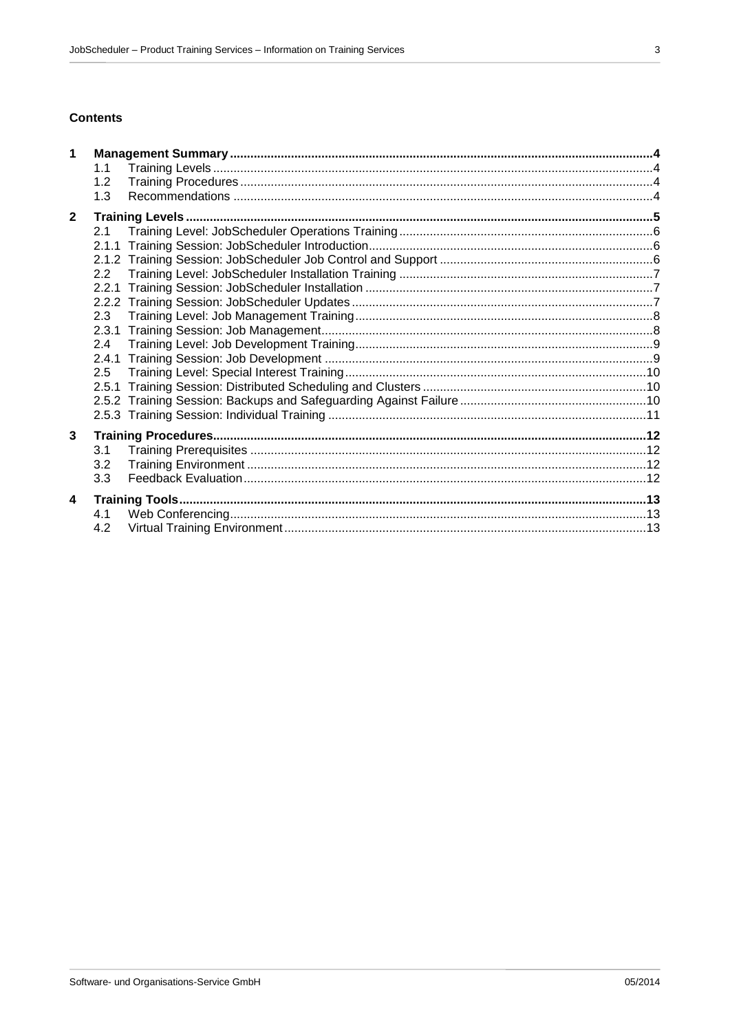**Contents**

- **1 Management Summary ... 4**
  - 1.1 Training Levels ... 4
  - 1.2 Training Procedures ... 4
  - 1.3 Recommendations ... 4
- **2 Training Levels ... 5**
  - 2.1 Training Level: JobScheduler Operations Training ... 6
  - 2.1.1 Training Session: JobScheduler Introduction ... 6
  - 2.1.2 Training Session: JobScheduler Job Control and Support ... 6
  - 2.2 Training Level: JobScheduler Installation Training ... 7
  - 2.2.1 Training Session: JobScheduler Installation ... 7
  - 2.2.2 Training Session: JobScheduler Updates ... 7
  - 2.3 Training Level: Job Management Training ... 8
  - 2.3.1 Training Session: Job Management ... 8
  - 2.4 Training Level: Job Development Training ... 9
  - 2.4.1 Training Session: Job Development ... 9
  - 2.5 Training Level: Special Interest Training ... 10
  - 2.5.1 Training Session: Distributed Scheduling and Clusters ... 10
  - 2.5.2 Training Session: Backups and Safeguarding Against Failure ... 10
  - 2.5.3 Training Session: Individual Training ... 11
- **3 Training Procedures ... 12**
  - 3.1 Training Prerequisites ... 12
  - 3.2 Training Environment ... 12
  - 3.3 Feedback Evaluation ... 12
- **4 Training Tools ... 13**
  - 4.1 Web Conferencing ... 13
  - 4.2 Virtual Training Environment ... 13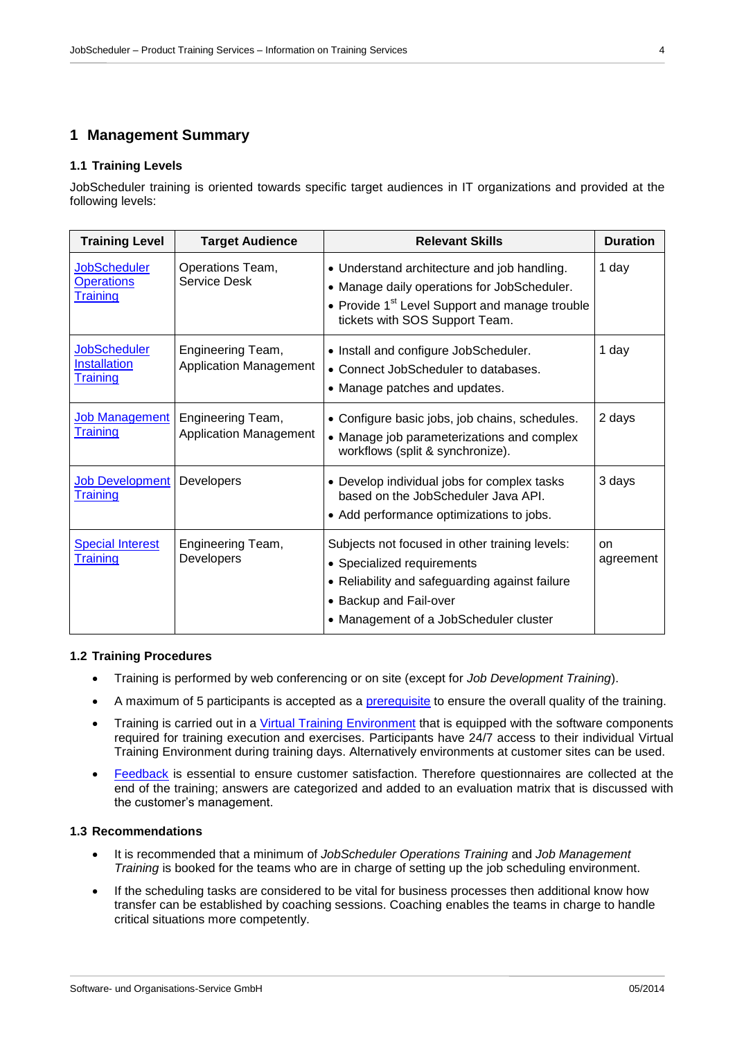# 1 Management Summary

## 1.1 Training Levels

JobScheduler training is oriented towards specific target audiences in IT organizations and provided at the following levels:

| Training Level | Target Audience | Relevant Skills | Duration |
|---|---|---|---|
| JobScheduler Operations Training | Operations Team, Service Desk | • Understand architecture and job handling.<br>• Manage daily operations for JobScheduler.<br>• Provide 1st Level Support and manage trouble tickets with SOS Support Team. | 1 day |
| JobScheduler Installation Training | Engineering Team, Application Management | • Install and configure JobScheduler.<br>• Connect JobScheduler to databases.<br>• Manage patches and updates. | 1 day |
| Job Management Training | Engineering Team, Application Management | • Configure basic jobs, job chains, schedules.<br>• Manage job parameterizations and complex workflows (split & synchronize). | 2 days |
| Job Development Training | Developers | • Develop individual jobs for complex tasks based on the JobScheduler Java API.<br>• Add performance optimizations to jobs. | 3 days |
| Special Interest Training | Engineering Team, Developers | Subjects not focused in other training levels:<br>• Specialized requirements<br>• Reliability and safeguarding against failure<br>• Backup and Fail-over<br>• Management of a JobScheduler cluster | on agreement |

## 1.2 Training Procedures

- Training is performed by web conferencing or on site (except for *Job Development Training*).
- A maximum of 5 participants is accepted as a prerequisite to ensure the overall quality of the training.
- Training is carried out in a Virtual Training Environment that is equipped with the software components required for training execution and exercises. Participants have 24/7 access to their individual Virtual Training Environment during training days. Alternatively environments at customer sites can be used.
- Feedback is essential to ensure customer satisfaction. Therefore questionnaires are collected at the end of the training; answers are categorized and added to an evaluation matrix that is discussed with the customer's management.

## 1.3 Recommendations

- It is recommended that a minimum of *JobScheduler Operations Training* and *Job Management Training* is booked for the teams who are in charge of setting up the job scheduling environment.
- If the scheduling tasks are considered to be vital for business processes then additional know how transfer can be established by coaching sessions. Coaching enables the teams in charge to handle critical situations more competently.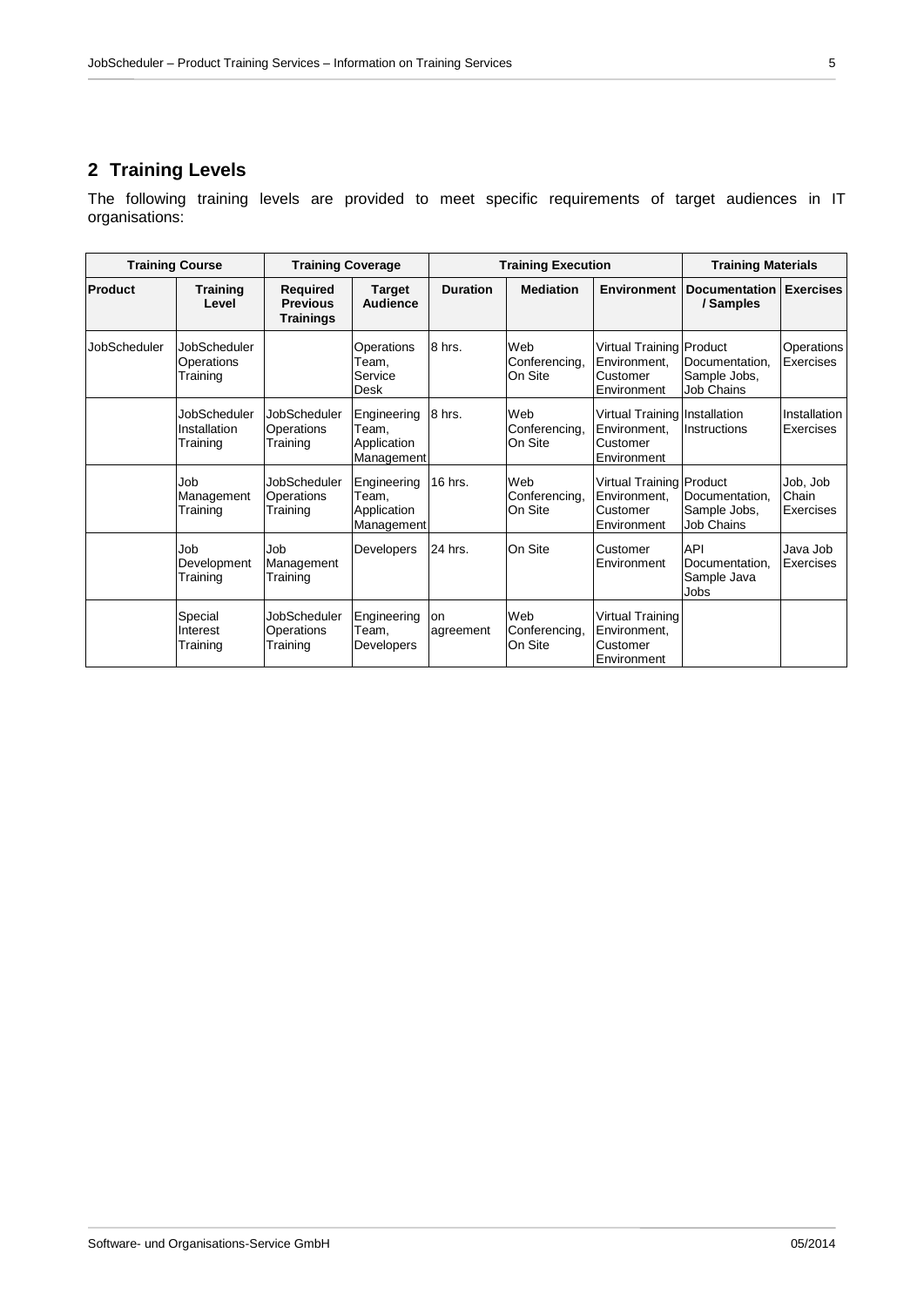## 2 Training Levels

The following training levels are provided to meet specific requirements of target audiences in IT organisations:

| Training Course | | Training Coverage | | Training Execution | | | Training Materials | |
|---|---|---|---|---|---|---|---|---|
| **Product** | **Training Level** | **Required Previous Trainings** | **Target Audience** | **Duration** | **Mediation** | **Environment** | **Documentation / Samples** | **Exercises** |
| JobScheduler | JobScheduler Operations Training | | Operations Team, Service Desk | 8 hrs. | Web Conferencing, On Site | Virtual Training Environment, Customer Environment | Product Documentation, Sample Jobs, Job Chains | Operations Exercises |
| | JobScheduler Installation Training | JobScheduler Operations Training | Engineering Team, Application Management | 8 hrs. | Web Conferencing, On Site | Virtual Training Environment, Customer Environment | Installation Instructions | Installation Exercises |
| | Job Management Training | JobScheduler Operations Training | Engineering Team, Application Management | 16 hrs. | Web Conferencing, On Site | Virtual Training Environment, Customer Environment | Product Documentation, Sample Jobs, Job Chains | Job, Job Chain Exercises |
| | Job Development Training | Job Management Training | Developers | 24 hrs. | On Site | Customer Environment | API Documentation, Sample Java Jobs | Java Job Exercises |
| | Special Interest Training | JobScheduler Operations Training | Engineering Team, Developers | on agreement | Web Conferencing, On Site | Virtual Training Environment, Customer Environment | | |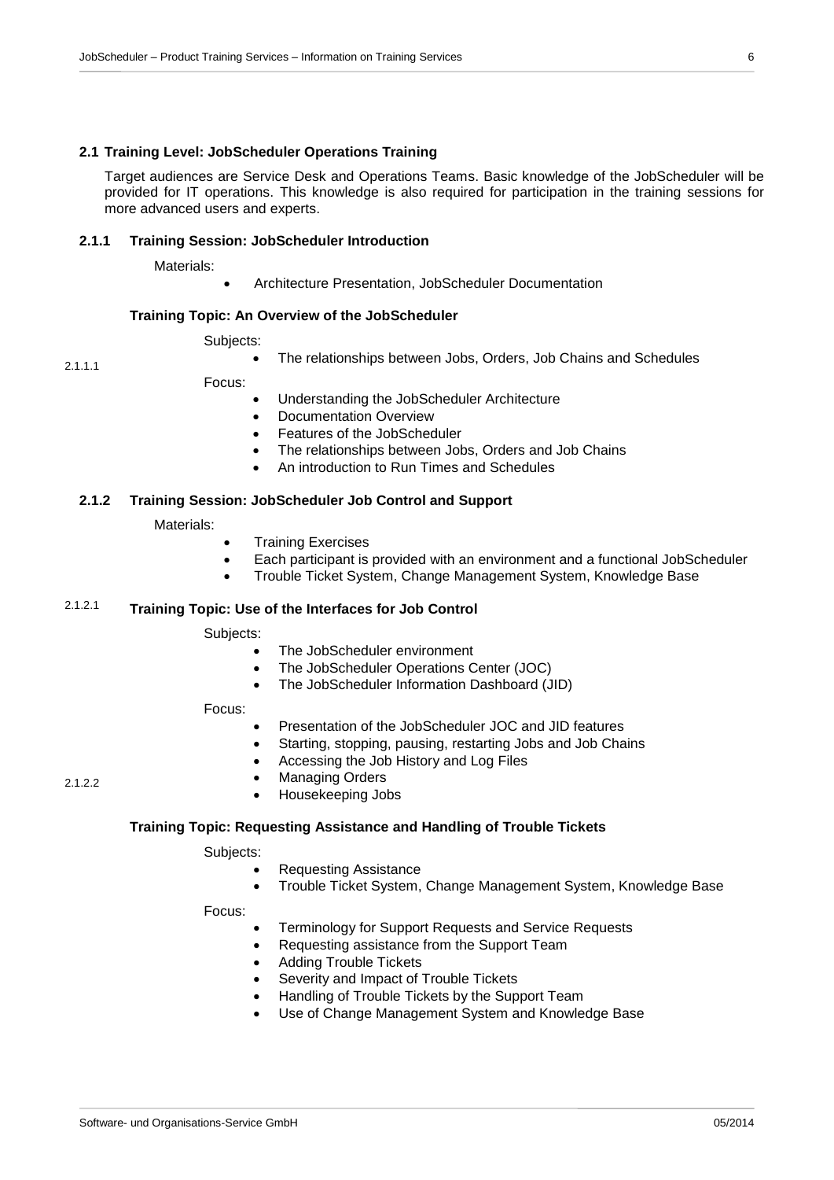## 2.1 Training Level: JobScheduler Operations Training

Target audiences are Service Desk and Operations Teams. Basic knowledge of the JobScheduler will be provided for IT operations. This knowledge is also required for participation in the training sessions for more advanced users and experts.

### 2.1.1 Training Session: JobScheduler Introduction

Materials:

- Architecture Presentation, JobScheduler Documentation

#### 2.1.1.1 Training Topic: An Overview of the JobScheduler

Subjects:

- The relationships between Jobs, Orders, Job Chains and Schedules

Focus:

- Understanding the JobScheduler Architecture
- Documentation Overview
- Features of the JobScheduler
- The relationships between Jobs, Orders and Job Chains
- An introduction to Run Times and Schedules

### 2.1.2 Training Session: JobScheduler Job Control and Support

Materials:

- Training Exercises
- Each participant is provided with an environment and a functional JobScheduler
- Trouble Ticket System, Change Management System, Knowledge Base

#### 2.1.2.1 Training Topic: Use of the Interfaces for Job Control

Subjects:

- The JobScheduler environment
- The JobScheduler Operations Center (JOC)
- The JobScheduler Information Dashboard (JID)

Focus:

- Presentation of the JobScheduler JOC and JID features
- Starting, stopping, pausing, restarting Jobs and Job Chains
- Accessing the Job History and Log Files
- Managing Orders
- Housekeeping Jobs

#### 2.1.2.2 Training Topic: Requesting Assistance and Handling of Trouble Tickets

Subjects:

- Requesting Assistance
- Trouble Ticket System, Change Management System, Knowledge Base

Focus:

- Terminology for Support Requests and Service Requests
- Requesting assistance from the Support Team
- Adding Trouble Tickets
- Severity and Impact of Trouble Tickets
- Handling of Trouble Tickets by the Support Team
- Use of Change Management System and Knowledge Base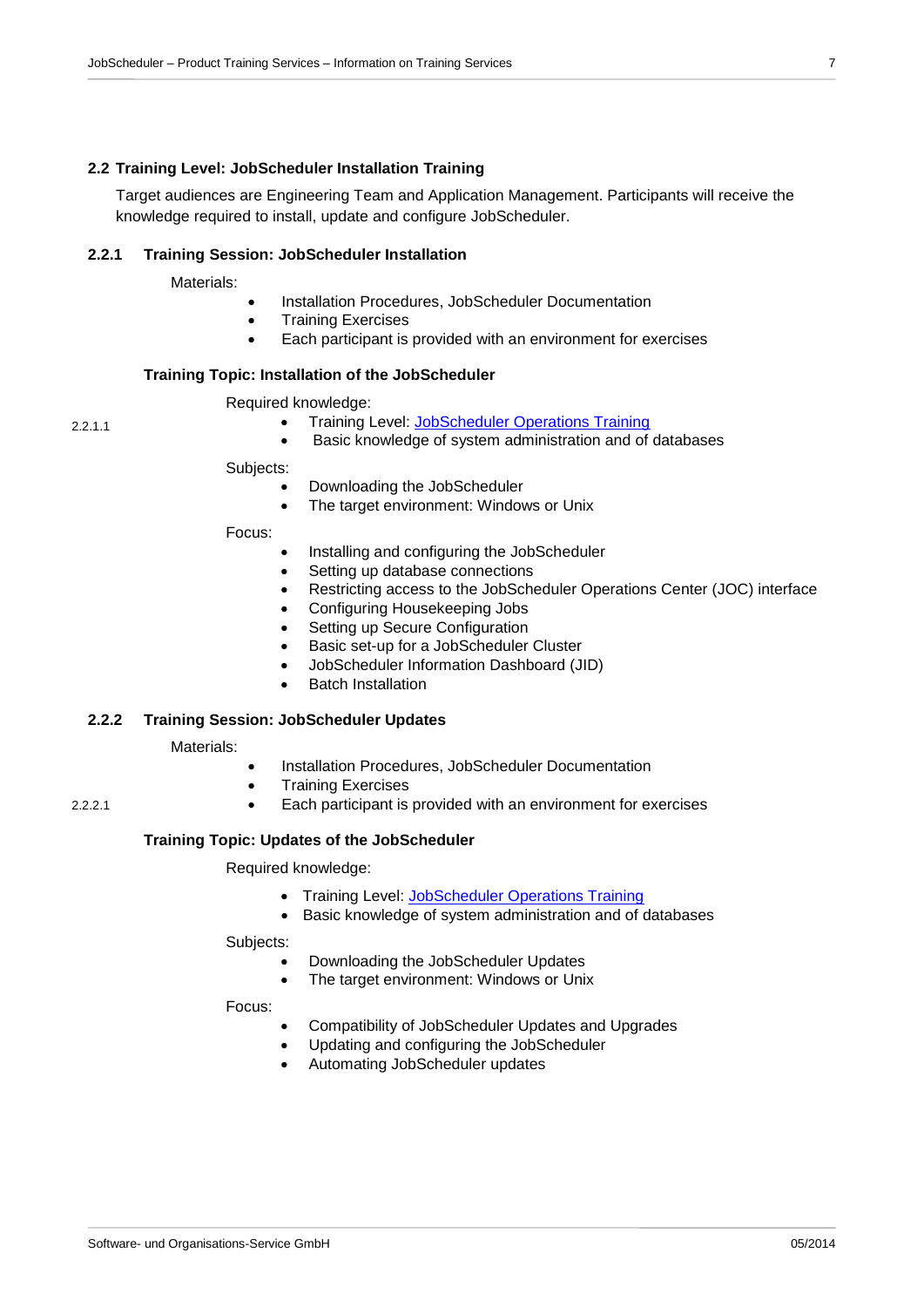## 2.2 Training Level: JobScheduler Installation Training

Target audiences are Engineering Team and Application Management. Participants will receive the knowledge required to install, update and configure JobScheduler.

### 2.2.1 Training Session: JobScheduler Installation

Materials:

- Installation Procedures, JobScheduler Documentation
- Training Exercises
- Each participant is provided with an environment for exercises

#### 2.2.1.1 Training Topic: Installation of the JobScheduler

Required knowledge:

- Training Level: JobScheduler Operations Training
- Basic knowledge of system administration and of databases

Subjects:

- Downloading the JobScheduler
- The target environment: Windows or Unix

Focus:

- Installing and configuring the JobScheduler
- Setting up database connections
- Restricting access to the JobScheduler Operations Center (JOC) interface
- Configuring Housekeeping Jobs
- Setting up Secure Configuration
- Basic set-up for a JobScheduler Cluster
- JobScheduler Information Dashboard (JID)
- Batch Installation

### 2.2.2 Training Session: JobScheduler Updates

Materials:

- Installation Procedures, JobScheduler Documentation
- Training Exercises
- Each participant is provided with an environment for exercises

#### 2.2.2.1 Training Topic: Updates of the JobScheduler

Required knowledge:

- Training Level: JobScheduler Operations Training
- Basic knowledge of system administration and of databases

Subjects:

- Downloading the JobScheduler Updates
- The target environment: Windows or Unix

Focus:

- Compatibility of JobScheduler Updates and Upgrades
- Updating and configuring the JobScheduler
- Automating JobScheduler updates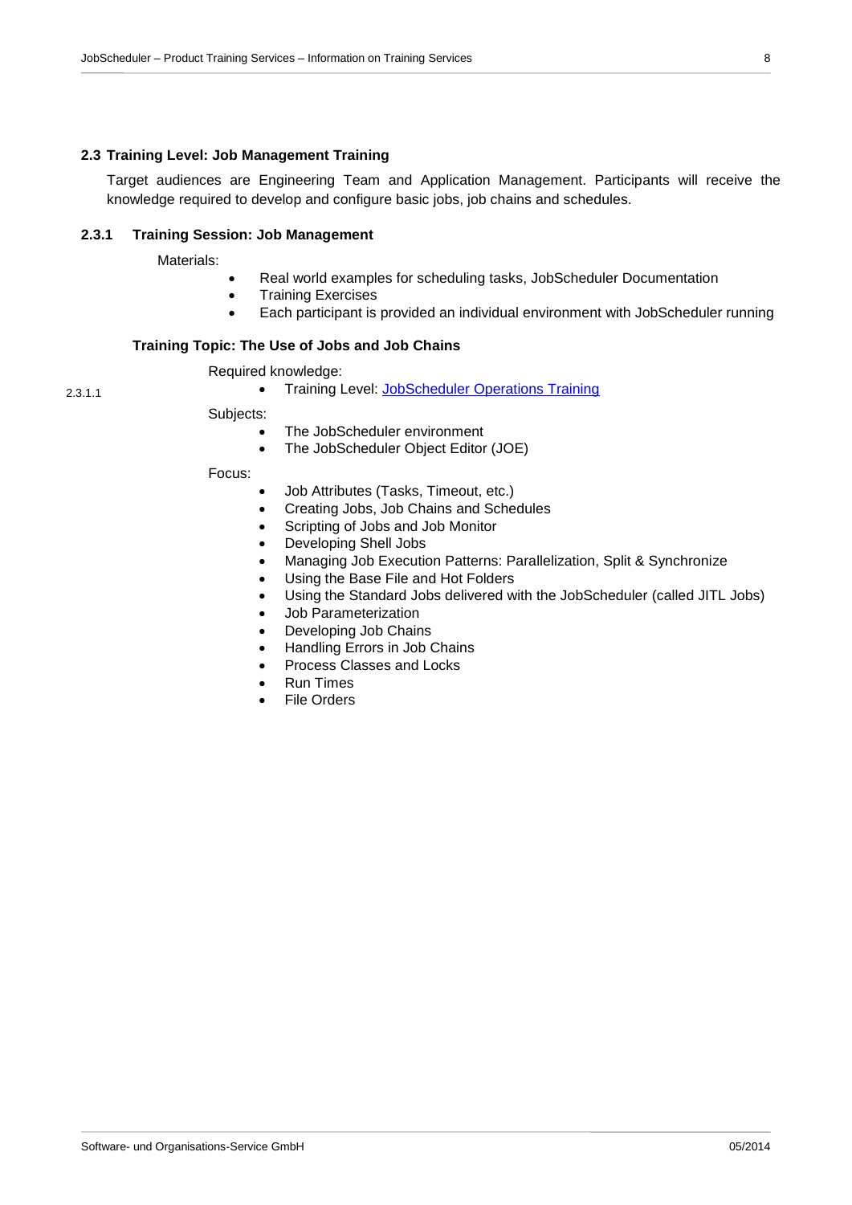## 2.3 Training Level: Job Management Training

Target audiences are Engineering Team and Application Management. Participants will receive the knowledge required to develop and configure basic jobs, job chains and schedules.

### 2.3.1 Training Session: Job Management

Materials:

- Real world examples for scheduling tasks, JobScheduler Documentation
- Training Exercises
- Each participant is provided an individual environment with JobScheduler running

#### 2.3.1.1 Training Topic: The Use of Jobs and Job Chains

Required knowledge:

- Training Level: [JobScheduler Operations Training]

Subjects:

- The JobScheduler environment
- The JobScheduler Object Editor (JOE)

Focus:

- Job Attributes (Tasks, Timeout, etc.)
- Creating Jobs, Job Chains and Schedules
- Scripting of Jobs and Job Monitor
- Developing Shell Jobs
- Managing Job Execution Patterns: Parallelization, Split & Synchronize
- Using the Base File and Hot Folders
- Using the Standard Jobs delivered with the JobScheduler (called JITL Jobs)
- Job Parameterization
- Developing Job Chains
- Handling Errors in Job Chains
- Process Classes and Locks
- Run Times
- File Orders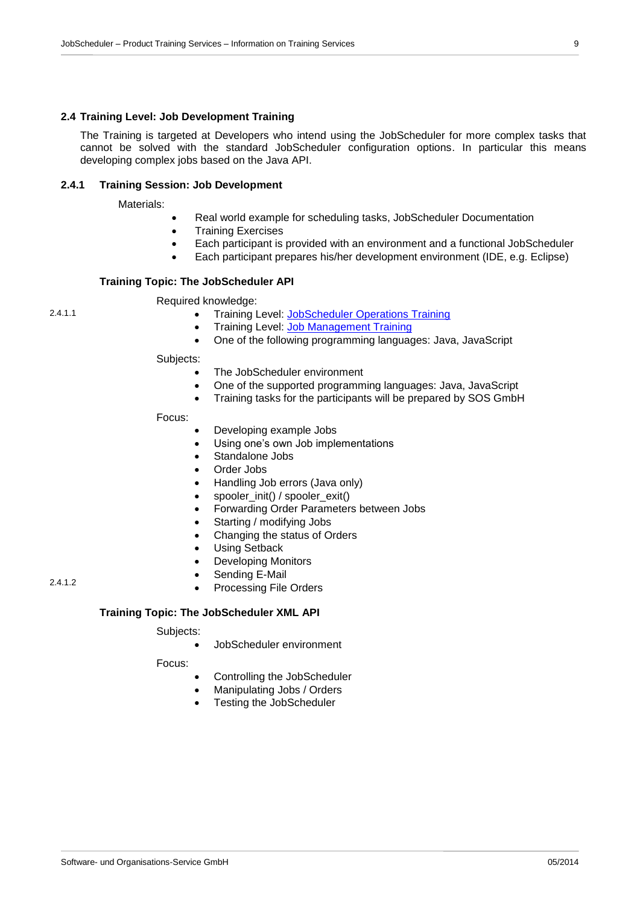## 2.4 Training Level: Job Development Training

The Training is targeted at Developers who intend using the JobScheduler for more complex tasks that cannot be solved with the standard JobScheduler configuration options. In particular this means developing complex jobs based on the Java API.

### 2.4.1 Training Session: Job Development

Materials:

- Real world example for scheduling tasks, JobScheduler Documentation
- Training Exercises
- Each participant is provided with an environment and a functional JobScheduler
- Each participant prepares his/her development environment (IDE, e.g. Eclipse)

#### 2.4.1.1 Training Topic: The JobScheduler API

Required knowledge:

- Training Level: JobScheduler Operations Training
- Training Level: Job Management Training
- One of the following programming languages: Java, JavaScript

Subjects:

- The JobScheduler environment
- One of the supported programming languages: Java, JavaScript
- Training tasks for the participants will be prepared by SOS GmbH

Focus:

- Developing example Jobs
- Using one's own Job implementations
- Standalone Jobs
- Order Jobs
- Handling Job errors (Java only)
- spooler_init() / spooler_exit()
- Forwarding Order Parameters between Jobs
- Starting / modifying Jobs
- Changing the status of Orders
- Using Setback
- Developing Monitors
- Sending E-Mail
- Processing File Orders

#### 2.4.1.2 Training Topic: The JobScheduler XML API

Subjects:

- JobScheduler environment

Focus:

- Controlling the JobScheduler
- Manipulating Jobs / Orders
- Testing the JobScheduler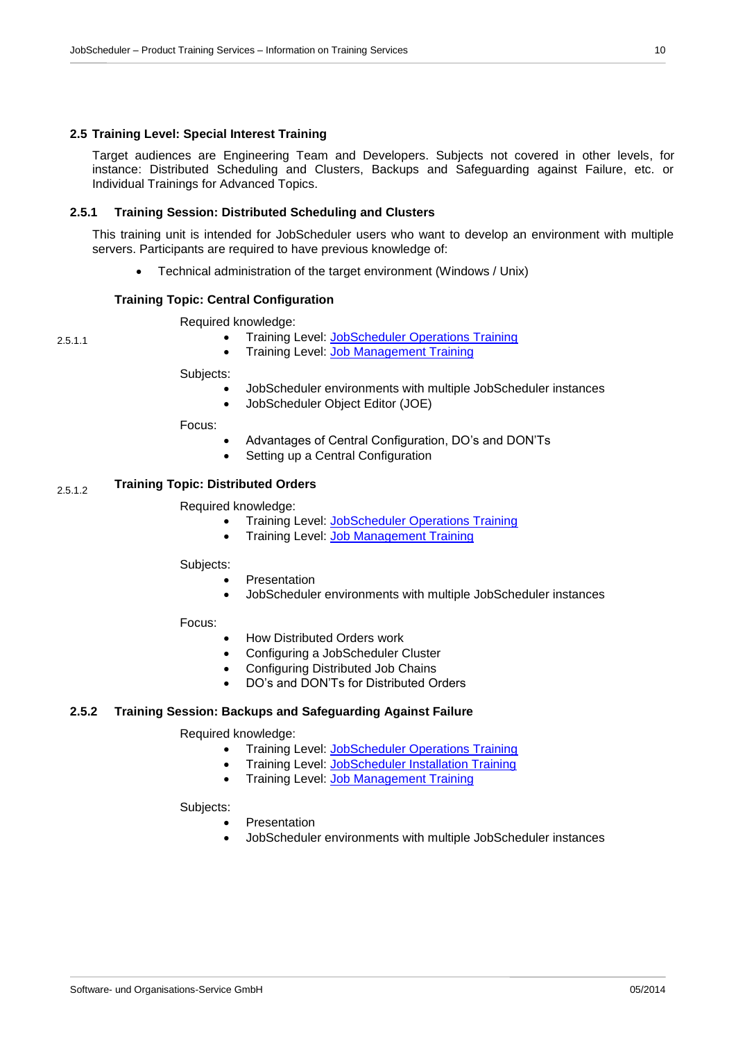## 2.5 Training Level: Special Interest Training

Target audiences are Engineering Team and Developers. Subjects not covered in other levels, for instance: Distributed Scheduling and Clusters, Backups and Safeguarding against Failure, etc. or Individual Trainings for Advanced Topics.

### 2.5.1 Training Session: Distributed Scheduling and Clusters

This training unit is intended for JobScheduler users who want to develop an environment with multiple servers. Participants are required to have previous knowledge of:

- Technical administration of the target environment (Windows / Unix)

#### 2.5.1.1 Training Topic: Central Configuration

Required knowledge:

- Training Level: JobScheduler Operations Training
- Training Level: Job Management Training

Subjects:

- JobScheduler environments with multiple JobScheduler instances
- JobScheduler Object Editor (JOE)

Focus:

- Advantages of Central Configuration, DO's and DON'Ts
- Setting up a Central Configuration

#### 2.5.1.2 Training Topic: Distributed Orders

Required knowledge:

- Training Level: JobScheduler Operations Training
- Training Level: Job Management Training

Subjects:

- Presentation
- JobScheduler environments with multiple JobScheduler instances

Focus:

- How Distributed Orders work
- Configuring a JobScheduler Cluster
- Configuring Distributed Job Chains
- DO's and DON'Ts for Distributed Orders

### 2.5.2 Training Session: Backups and Safeguarding Against Failure

Required knowledge:

- Training Level: JobScheduler Operations Training
- Training Level: JobScheduler Installation Training
- Training Level: Job Management Training

Subjects:

- Presentation
- JobScheduler environments with multiple JobScheduler instances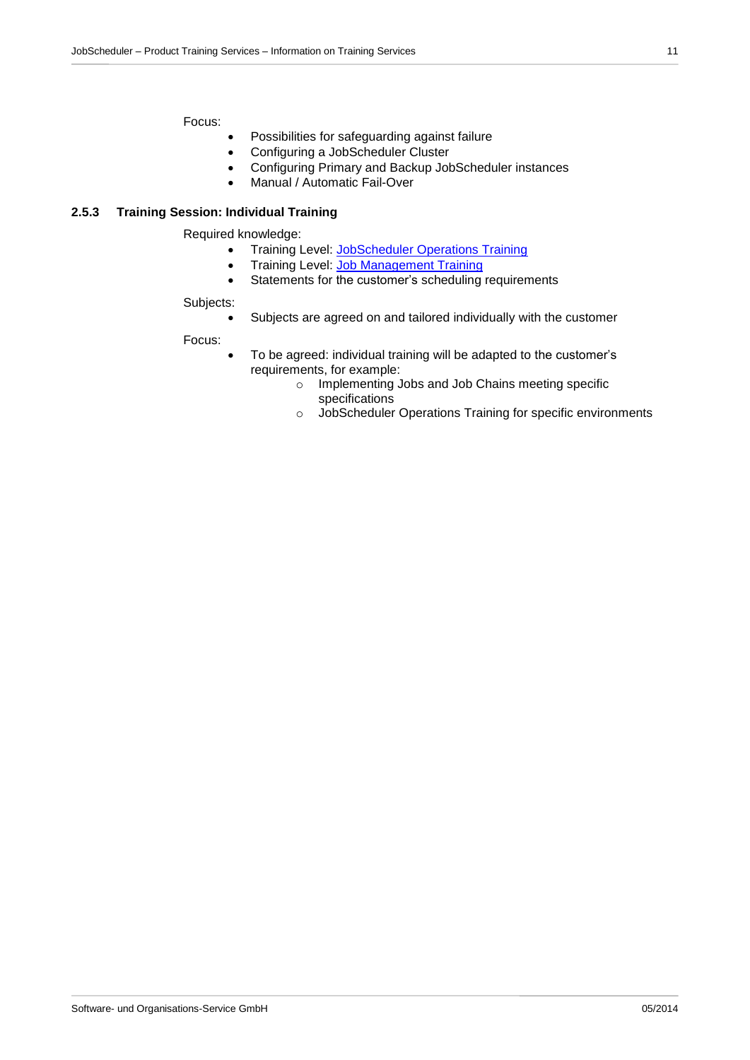Focus:

- Possibilities for safeguarding against failure
- Configuring a JobScheduler Cluster
- Configuring Primary and Backup JobScheduler instances
- Manual / Automatic Fail-Over

### 2.5.3 Training Session: Individual Training

Required knowledge:

- Training Level: JobScheduler Operations Training
- Training Level: Job Management Training
- Statements for the customer's scheduling requirements

Subjects:

- Subjects are agreed on and tailored individually with the customer

Focus:

- To be agreed: individual training will be adapted to the customer's requirements, for example:
  - Implementing Jobs and Job Chains meeting specific specifications
  - JobScheduler Operations Training for specific environments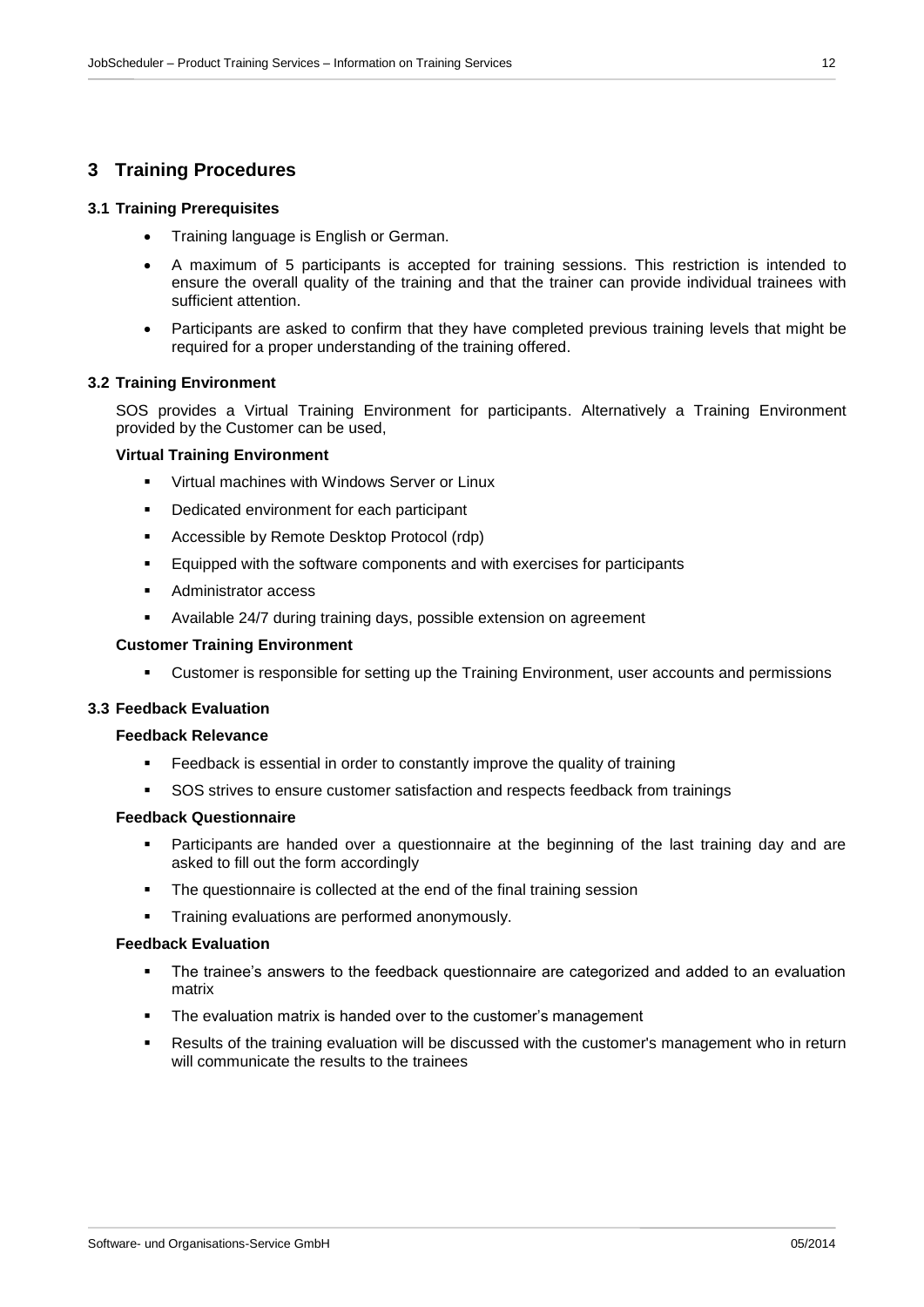# 3 Training Procedures

## 3.1 Training Prerequisites

- Training language is English or German.
- A maximum of 5 participants is accepted for training sessions. This restriction is intended to ensure the overall quality of the training and that the trainer can provide individual trainees with sufficient attention.
- Participants are asked to confirm that they have completed previous training levels that might be required for a proper understanding of the training offered.

## 3.2 Training Environment

SOS provides a Virtual Training Environment for participants. Alternatively a Training Environment provided by the Customer can be used,

**Virtual Training Environment**

- Virtual machines with Windows Server or Linux
- Dedicated environment for each participant
- Accessible by Remote Desktop Protocol (rdp)
- Equipped with the software components and with exercises for participants
- Administrator access
- Available 24/7 during training days, possible extension on agreement

**Customer Training Environment**

- Customer is responsible for setting up the Training Environment, user accounts and permissions

## 3.3 Feedback Evaluation

**Feedback Relevance**

- Feedback is essential in order to constantly improve the quality of training
- SOS strives to ensure customer satisfaction and respects feedback from trainings

**Feedback Questionnaire**

- Participants are handed over a questionnaire at the beginning of the last training day and are asked to fill out the form accordingly
- The questionnaire is collected at the end of the final training session
- Training evaluations are performed anonymously.

**Feedback Evaluation**

- The trainee's answers to the feedback questionnaire are categorized and added to an evaluation matrix
- The evaluation matrix is handed over to the customer's management
- Results of the training evaluation will be discussed with the customer's management who in return will communicate the results to the trainees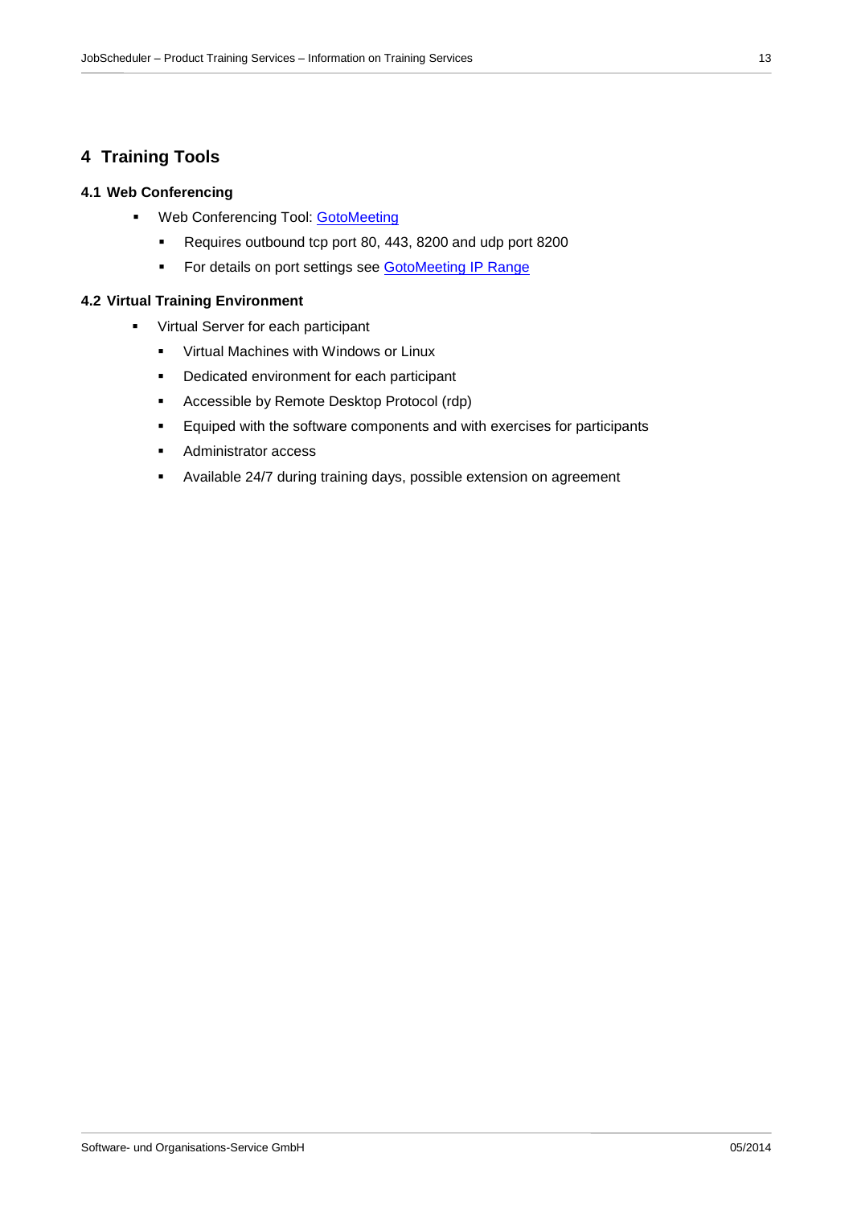# 4 Training Tools

## 4.1 Web Conferencing

- Web Conferencing Tool: [GotoMeeting]()
  - Requires outbound tcp port 80, 443, 8200 and udp port 8200
  - For details on port settings see [GotoMeeting IP Range]()

## 4.2 Virtual Training Environment

- Virtual Server for each participant
  - Virtual Machines with Windows or Linux
  - Dedicated environment for each participant
  - Accessible by Remote Desktop Protocol (rdp)
  - Equiped with the software components and with exercises for participants
  - Administrator access
  - Available 24/7 during training days, possible extension on agreement